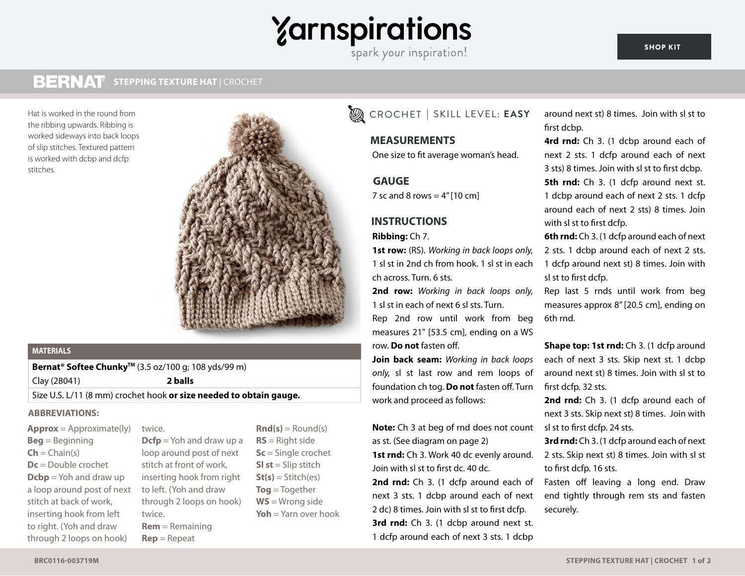# BERNAT STEPPING TEXTURE HAT | CROCHET

Hat is worked in the round from the ribbing upwards. Ribbing is worked sideways into back loops of slip stitches. Textured pattern is worked with dcbp and dcfp stitches.

## MATERIALS

| | |
|---|---|
| **Bernat® Softee Chunky™** (3.5 oz/100 g; 108 yds/99 m) | |
| Clay (28041) | **2 balls** |
| Size U.S. L/11 (8 mm) crochet hook **or size needed to obtain gauge.** | |

## ABBREVIATIONS:

**Approx** = Approximate(ly)
**Beg** = Beginning
**Ch** = Chain(s)
**Dc** = Double crochet
**Dcbp** = Yoh and draw up a loop around post of next stitch at back of work, inserting hook from left to right. (Yoh and draw through 2 loops on hook) twice.
**Dcfp** = Yoh and draw up a loop around post of next stitch at front of work, inserting hook from right to left. (Yoh and draw through 2 loops on hook) twice.
**Rem** = Remaining
**Rep** = Repeat
**Rnd(s)** = Round(s)
**RS** = Right side
**Sc** = Single crochet
**Sl st** = Slip stitch
**St(s)** = Stitch(es)
**Tog** = Together
**WS** = Wrong side
**Yoh** = Yarn over hook

CROCHET | SKILL LEVEL: **EASY**

## MEASUREMENTS

One size to fit average woman's head.

## GAUGE

7 sc and 8 rows = 4" [10 cm]

## INSTRUCTIONS

**Ribbing:** Ch 7.

**1st row:** (RS). *Working in back loops only,* 1 sl st in 2nd ch from hook. 1 sl st in each ch across. Turn. 6 sts.

**2nd row:** *Working in back loops only,* 1 sl st in each of next 6 sl sts. Turn.

Rep 2nd row until work from beg measures 21" [53.5 cm], ending on a WS row. **Do not** fasten off.

**Join back seam:** *Working in back loops only,* sl st last row and rem loops of foundation ch tog. **Do not** fasten off. Turn work and proceed as follows:

**Note:** Ch 3 at beg of rnd does not count as st. (See diagram on page 2)

**1st rnd:** Ch 3. Work 40 dc evenly around. Join with sl st to first dc. 40 dc.

**2nd rnd:** Ch 3. (1 dcfp around each of next 3 sts. 1 dcbp around each of next 2 dc) 8 times. Join with sl st to first dcfp.

**3rd rnd:** Ch 3. (1 dcbp around next st. 1 dcfp around each of next 3 sts. 1 dcbp around next st) 8 times. Join with sl st to first dcbp.

**4rd rnd:** Ch 3. (1 dcbp around each of next 2 sts. 1 dcfp around each of next 3 sts) 8 times. Join with sl st to first dcbp.

**5th rnd:** Ch 3. (1 dcfp around next st. 1 dcbp around each of next 2 sts. 1 dcfp around each of next 2 sts) 8 times. Join with sl st to first dcfp.

**6th rnd:** Ch 3. (1 dcfp around each of next 2 sts. 1 dcbp around each of next 2 sts. 1 dcfp around next st) 8 times. Join with sl st to first dcfp.

Rep last 5 rnds until work from beg measures approx 8" [20.5 cm], ending on 6th rnd.

**Shape top: 1st rnd:** Ch 3. (1 dcfp around each of next 3 sts. Skip next st. 1 dcbp around next st) 8 times. Join with sl st to first dcfp. 32 sts.

**2nd rnd:** Ch 3. (1 dcfp around each of next 3 sts. Skip next st) 8 times. Join with sl st to first dcfp. 24 sts.

**3rd rnd:** Ch 3. (1 dcfp around each of next 2 sts. Skip next st) 8 times. Join with sl st to first dcfp. 16 sts.

Fasten off leaving a long end. Draw end tightly through rem sts and fasten securely.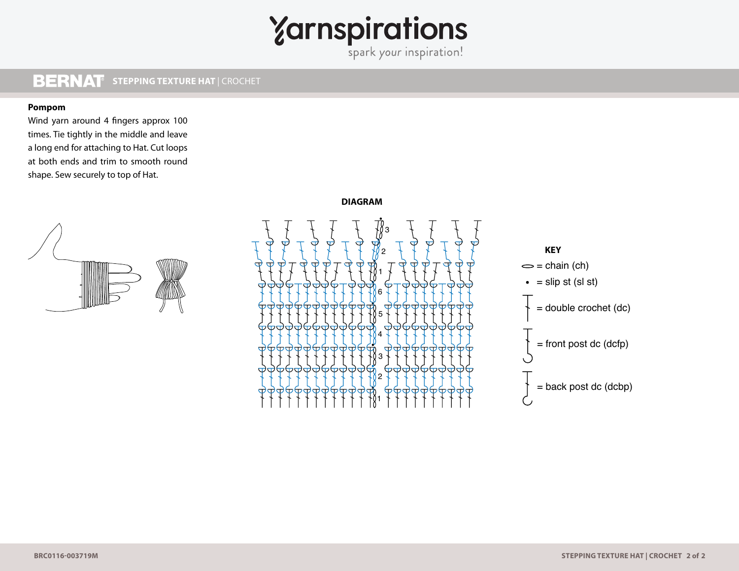### Pompom

Wind yarn around 4 fingers approx 100 times. Tie tightly in the middle and leave a long end for attaching to Hat. Cut loops at both ends and trim to smooth round shape. Sew securely to top of Hat.

**DIAGRAM**

3
2
1
6
5
4
3
2
1

**KEY**

= chain (ch)

= slip st (sl st)

= double crochet (dc)

= front post dc (dcfp)

= back post dc (dcbp)

BRC0116-003719M